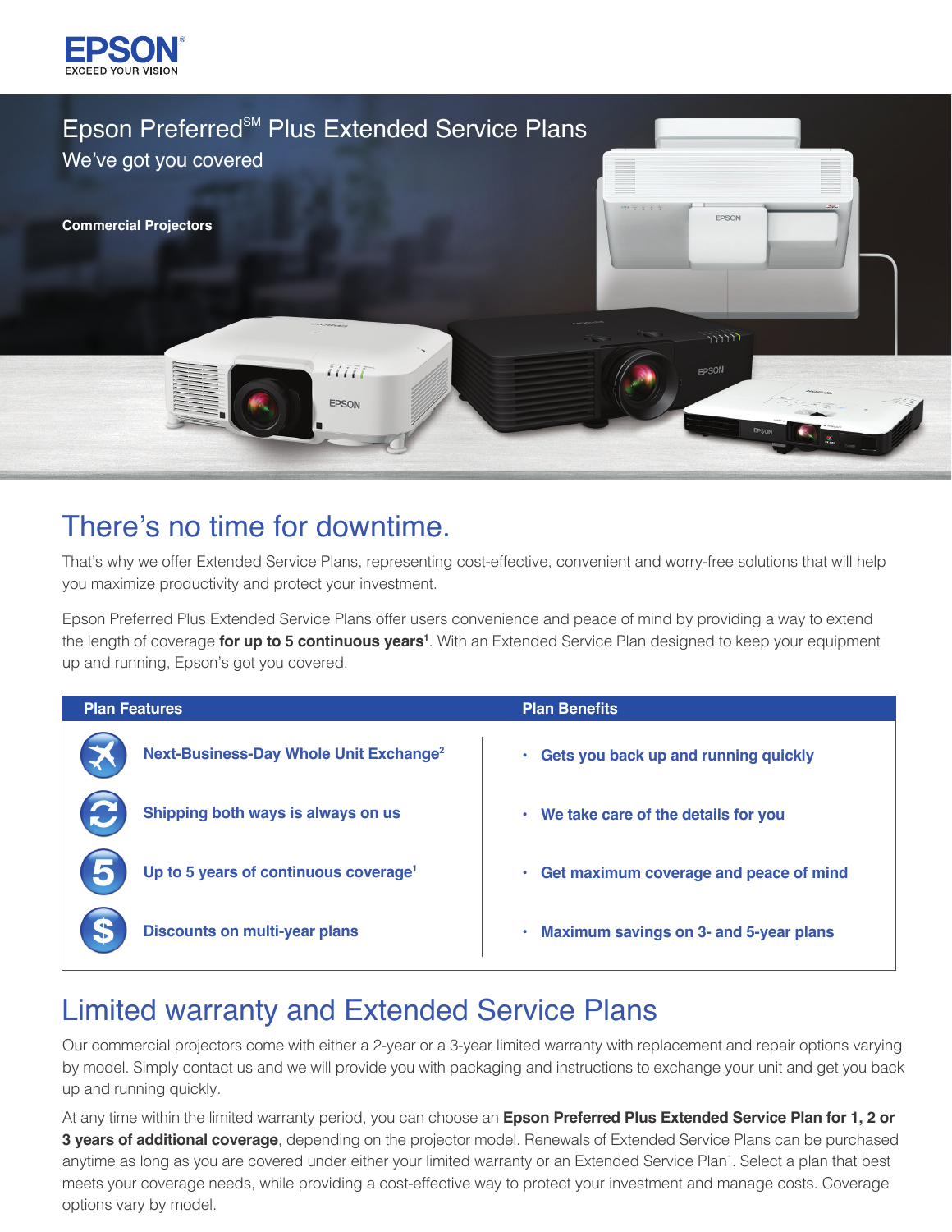EPSON
EXCEED YOUR VISION

# Epson Preferred℠ Plus Extended Service Plans

We've got you covered

**Commercial Projectors**

## There's no time for downtime.

That's why we offer Extended Service Plans, representing cost-effective, convenient and worry-free solutions that will help you maximize productivity and protect your investment.

Epson Preferred Plus Extended Service Plans offer users convenience and peace of mind by providing a way to extend the length of coverage **for up to 5 continuous years[1]**. With an Extended Service Plan designed to keep your equipment up and running, Epson's got you covered.

| Plan Features | Plan Benefits |
|---|---|
| **Next-Business-Day Whole Unit Exchange[2]** | • **Gets you back up and running quickly** |
| **Shipping both ways is always on us** | • **We take care of the details for you** |
| **Up to 5 years of continuous coverage[1]** | • **Get maximum coverage and peace of mind** |
| **Discounts on multi-year plans** | • **Maximum savings on 3- and 5-year plans** |

## Limited warranty and Extended Service Plans

Our commercial projectors come with either a 2-year or a 3-year limited warranty with replacement and repair options varying by model. Simply contact us and we will provide you with packaging and instructions to exchange your unit and get you back up and running quickly.

At any time within the limited warranty period, you can choose an **Epson Preferred Plus Extended Service Plan for 1, 2 or 3 years of additional coverage**, depending on the projector model. Renewals of Extended Service Plans can be purchased anytime as long as you are covered under either your limited warranty or an Extended Service Plan[1]. Select a plan that best meets your coverage needs, while providing a cost-effective way to protect your investment and manage costs. Coverage options vary by model.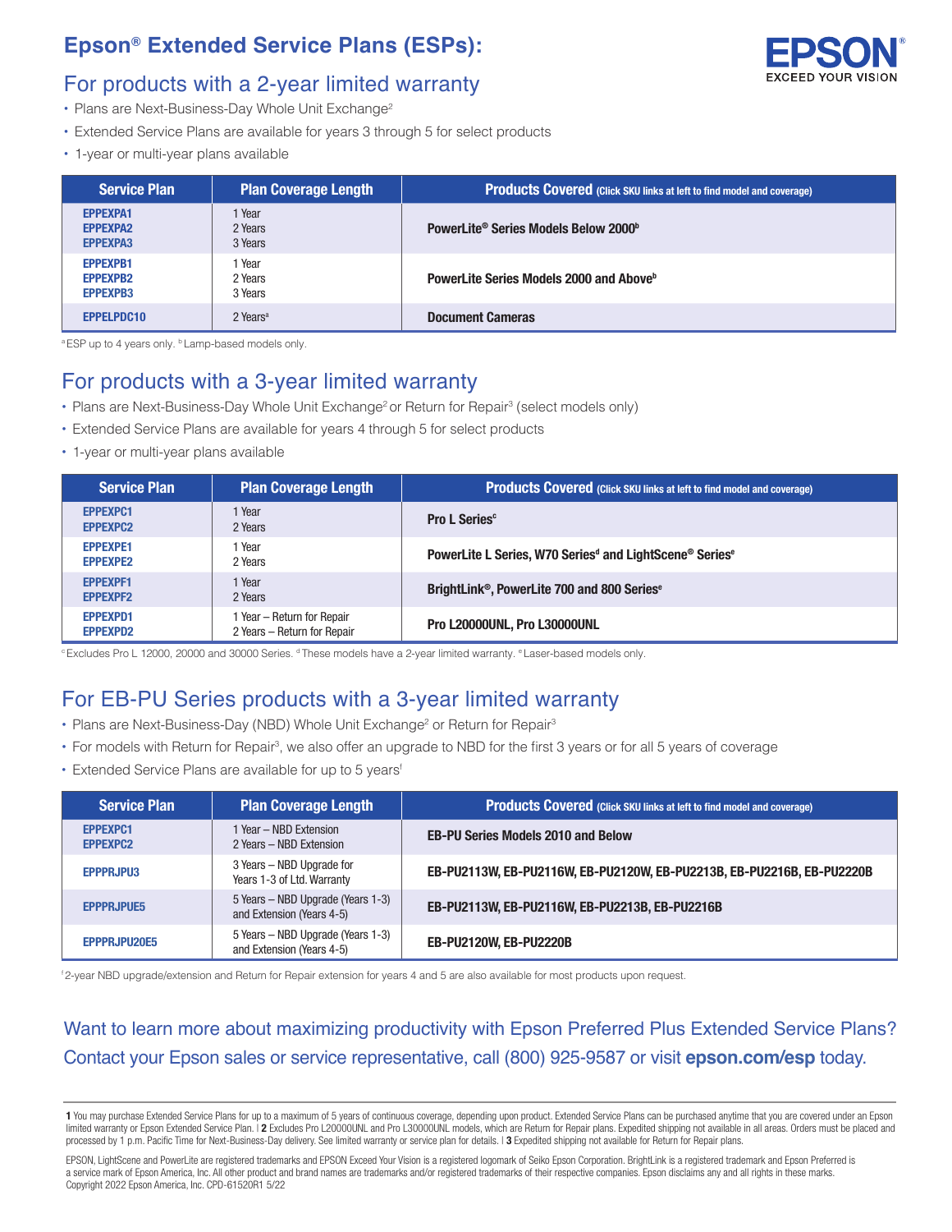# Epson® Extended Service Plans (ESPs):

EPSON EXCEED YOUR VISION

## For products with a 2-year limited warranty

- Plans are Next-Business-Day Whole Unit Exchange[2]
- Extended Service Plans are available for years 3 through 5 for select products
- 1-year or multi-year plans available

| Service Plan | Plan Coverage Length | Products Covered (Click SKU links at left to find model and coverage) |
|---|---|---|
| EPPEXPA1<br>EPPEXPA2<br>EPPEXPA3 | 1 Year<br>2 Years<br>3 Years | PowerLite® Series Models Below 2000[b] |
| EPPEXPB1<br>EPPEXPB2<br>EPPEXPB3 | 1 Year<br>2 Years<br>3 Years | PowerLite Series Models 2000 and Above[b] |
| EPPELPDC10 | 2 Years[a] | Document Cameras |

[a] ESP up to 4 years only. [b] Lamp-based models only.

## For products with a 3-year limited warranty

- Plans are Next-Business-Day Whole Unit Exchange[2] or Return for Repair[3] (select models only)
- Extended Service Plans are available for years 4 through 5 for select products
- 1-year or multi-year plans available

| Service Plan | Plan Coverage Length | Products Covered (Click SKU links at left to find model and coverage) |
|---|---|---|
| EPPEXPC1<br>EPPEXPC2 | 1 Year<br>2 Years | Pro L Series[c] |
| EPPEXPE1<br>EPPEXPE2 | 1 Year<br>2 Years | PowerLite L Series, W70 Series[d] and LightScene® Series[e] |
| EPPEXPF1<br>EPPEXPF2 | 1 Year<br>2 Years | BrightLink®, PowerLite 700 and 800 Series[e] |
| EPPEXPD1<br>EPPEXPD2 | 1 Year – Return for Repair<br>2 Years – Return for Repair | Pro L20000UNL, Pro L30000UNL |

[c] Excludes Pro L 12000, 20000 and 30000 Series. [d] These models have a 2-year limited warranty. [e] Laser-based models only.

## For EB-PU Series products with a 3-year limited warranty

- Plans are Next-Business-Day (NBD) Whole Unit Exchange[2] or Return for Repair[3]
- For models with Return for Repair[3], we also offer an upgrade to NBD for the first 3 years or for all 5 years of coverage
- Extended Service Plans are available for up to 5 years[f]

| Service Plan | Plan Coverage Length | Products Covered (Click SKU links at left to find model and coverage) |
|---|---|---|
| EPPEXPC1<br>EPPEXPC2 | 1 Year – NBD Extension<br>2 Years – NBD Extension | EB-PU Series Models 2010 and Below |
| EPPPRJPU3 | 3 Years – NBD Upgrade for Years 1-3 of Ltd. Warranty | EB-PU2113W, EB-PU2116W, EB-PU2120W, EB-PU2213B, EB-PU2216B, EB-PU2220B |
| EPPPRJPUE5 | 5 Years – NBD Upgrade (Years 1-3) and Extension (Years 4-5) | EB-PU2113W, EB-PU2116W, EB-PU2213B, EB-PU2216B |
| EPPPRJPU20E5 | 5 Years – NBD Upgrade (Years 1-3) and Extension (Years 4-5) | EB-PU2120W, EB-PU2220B |

[f] 2-year NBD upgrade/extension and Return for Repair extension for years 4 and 5 are also available for most products upon request.

Want to learn more about maximizing productivity with Epson Preferred Plus Extended Service Plans? Contact your Epson sales or service representative, call (800) 925-9587 or visit **epson.com/esp** today.

---

**1** You may purchase Extended Service Plans for up to a maximum of 5 years of continuous coverage, depending upon product. Extended Service Plans can be purchased anytime that you are covered under an Epson limited warranty or Epson Extended Service Plan. | **2** Excludes Pro L20000UNL and Pro L30000UNL models, which are Return for Repair plans. Expedited shipping not available in all areas. Orders must be placed and processed by 1 p.m. Pacific Time for Next-Business-Day delivery. See limited warranty or service plan for details. | **3** Expedited shipping not available for Return for Repair plans.

EPSON, LightScene and PowerLite are registered trademarks and EPSON Exceed Your Vision is a registered logomark of Seiko Epson Corporation. BrightLink is a registered trademark and Epson Preferred is a service mark of Epson America, Inc. All other product and brand names are trademarks and/or registered trademarks of their respective companies. Epson disclaims any and all rights in these marks. Copyright 2022 Epson America, Inc. CPD-61520R1 5/22